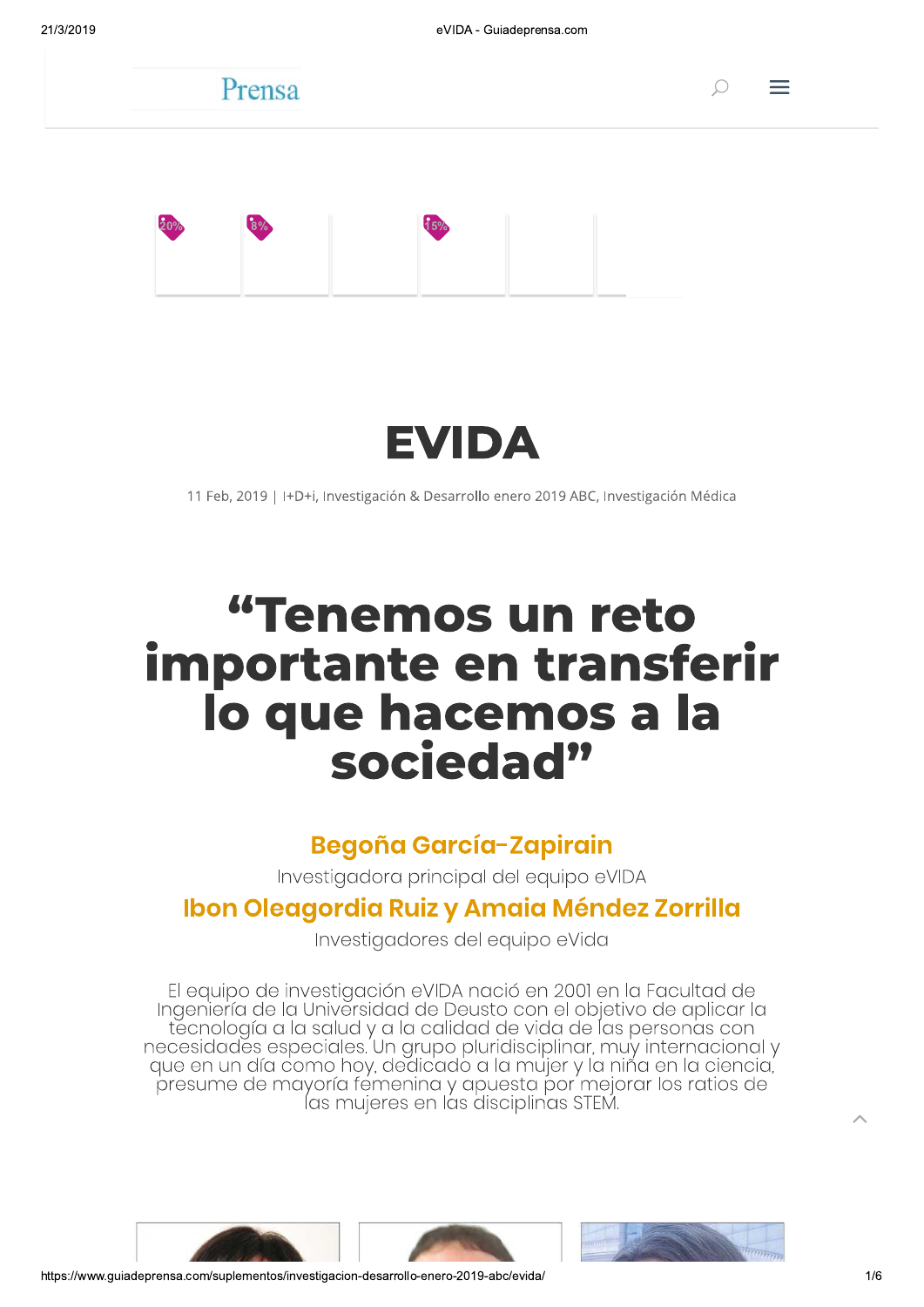# EVIDA

11 Feb, 2019 | I+D+i, Investigación & Desarrollo enero 2019 ABC, Investigación Médica

## "Tenemos un reto importante en transferir lo que hacemos a la sociedad"

**Begoña García-Zapirain**

Investigadora principal del equipo eVIDA

**Ibon Oleagordia Ruiz y Amaia Méndez Zorrilla**

Investigadores del equipo eVida

El equipo de investigación eVIDA nació en 2001 en la Facultad de Ingeniería de la Universidad de Deusto con el objetivo de aplicar la tecnología a la salud y a la calidad de vida de las personas con necesidades especiales. Un grupo pluridisciplinar, muy internacional y que en un día como hoy, dedicado a la mujer y la niña en la ciencia, presume de mayoría femenina y apuesta por mejorar los ratios de las mujeres en las disciplinas STEM.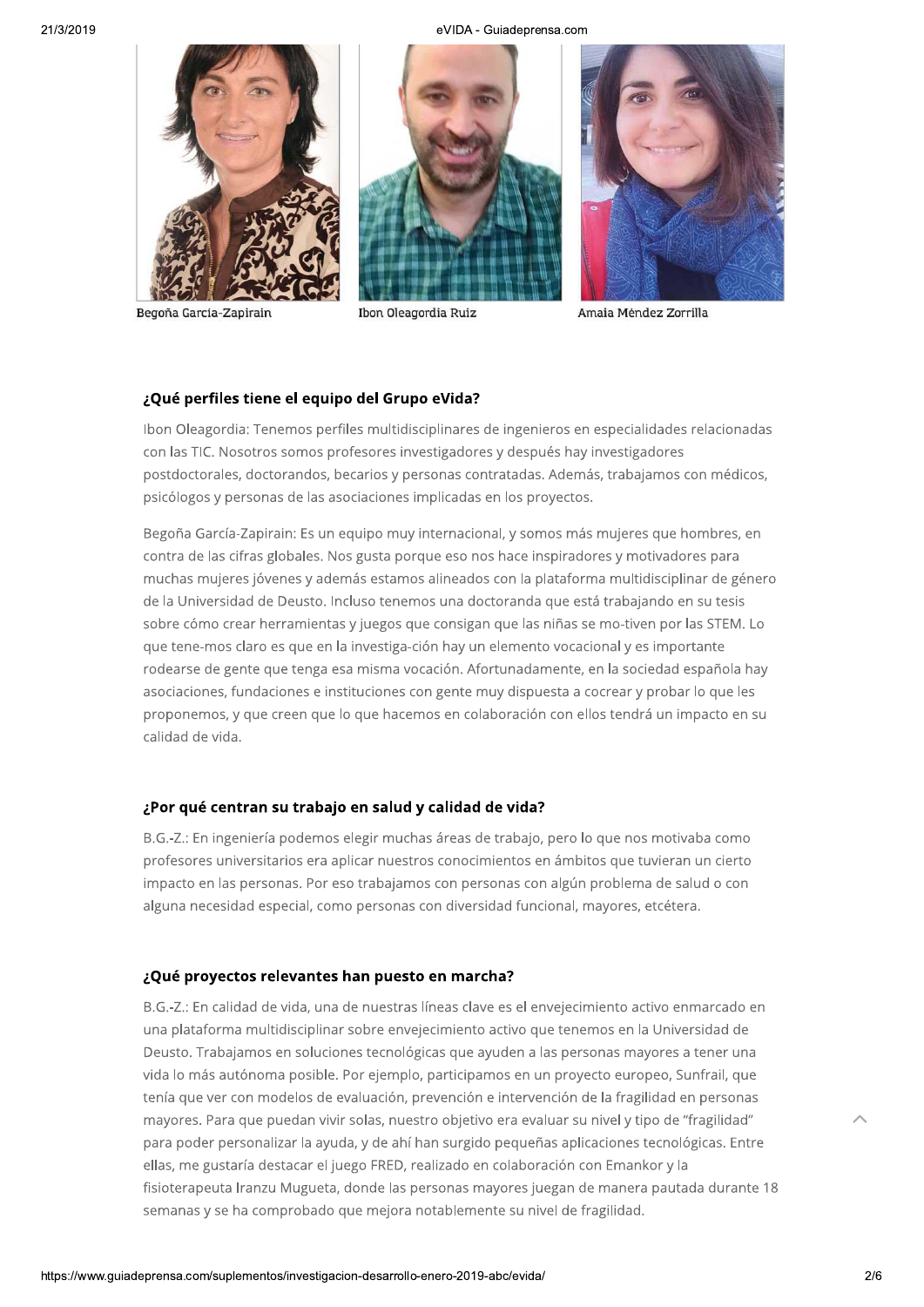Begoña Garcia-Zapirain

Ibon Oleagordia Ruiz

Amaia Méndez Zorrilla

### ¿Qué perfiles tiene el equipo del Grupo eVida?

Ibon Oleagordia: Tenemos perfiles multidisciplinares de ingenieros en especialidades relacionadas con las TIC. Nosotros somos profesores investigadores y después hay investigadores postdoctorales, doctorandos, becarios y personas contratadas. Además, trabajamos con médicos, psicólogos y personas de las asociaciones implicadas en los proyectos.

Begoña García-Zapirain: Es un equipo muy internacional, y somos más mujeres que hombres, en contra de las cifras globales. Nos gusta porque eso nos hace inspiradores y motivadores para muchas mujeres jóvenes y además estamos alineados con la plataforma multidisciplinar de género de la Universidad de Deusto. Incluso tenemos una doctoranda que está trabajando en su tesis sobre cómo crear herramientas y juegos que consigan que las niñas se mo-tiven por las STEM. Lo que tene-mos claro es que en la investiga-ción hay un elemento vocacional y es importante rodearse de gente que tenga esa misma vocación. Afortunadamente, en la sociedad española hay asociaciones, fundaciones e instituciones con gente muy dispuesta a cocrear y probar lo que les proponemos, y que creen que lo que hacemos en colaboración con ellos tendrá un impacto en su calidad de vida.

### ¿Por qué centran su trabajo en salud y calidad de vida?

B.G.-Z.: En ingeniería podemos elegir muchas áreas de trabajo, pero lo que nos motivaba como profesores universitarios era aplicar nuestros conocimientos en ámbitos que tuvieran un cierto impacto en las personas. Por eso trabajamos con personas con algún problema de salud o con alguna necesidad especial, como personas con diversidad funcional, mayores, etcétera.

### ¿Qué proyectos relevantes han puesto en marcha?

B.G.-Z.: En calidad de vida, una de nuestras líneas clave es el envejecimiento activo enmarcado en una plataforma multidisciplinar sobre envejecimiento activo que tenemos en la Universidad de Deusto. Trabajamos en soluciones tecnológicas que ayuden a las personas mayores a tener una vida lo más autónoma posible. Por ejemplo, participamos en un proyecto europeo, Sunfrail, que tenía que ver con modelos de evaluación, prevención e intervención de la fragilidad en personas mayores. Para que puedan vivir solas, nuestro objetivo era evaluar su nivel y tipo de "fragilidad" para poder personalizar la ayuda, y de ahí han surgido pequeñas aplicaciones tecnológicas. Entre ellas, me gustaría destacar el juego FRED, realizado en colaboración con Emankor y la fisioterapeuta Iranzu Mugueta, donde las personas mayores juegan de manera pautada durante 18 semanas y se ha comprobado que mejora notablemente su nivel de fragilidad.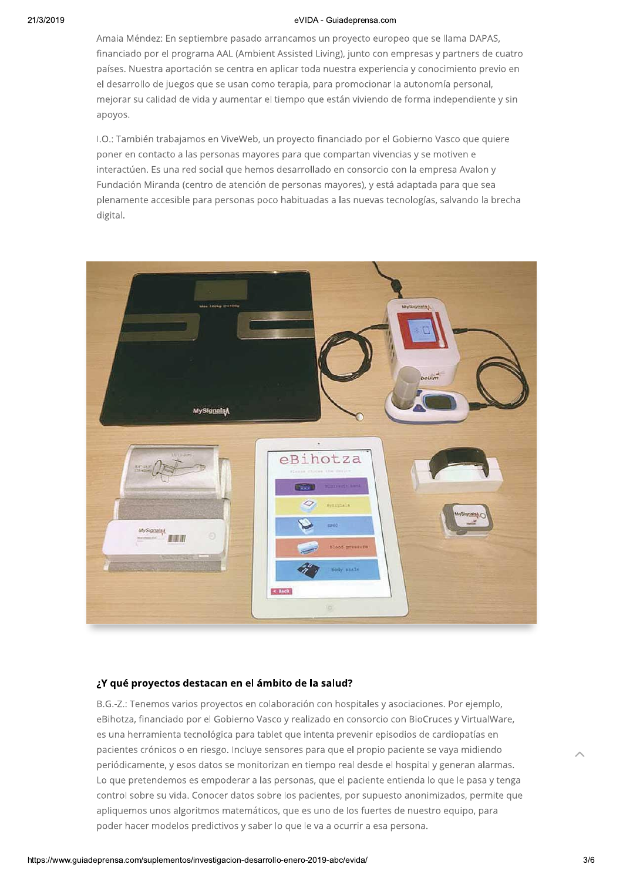Amaia Méndez: En septiembre pasado arrancamos un proyecto europeo que se llama DAPAS, financiado por el programa AAL (Ambient Assisted Living), junto con empresas y partners de cuatro países. Nuestra aportación se centra en aplicar toda nuestra experiencia y conocimiento previo en el desarrollo de juegos que se usan como terapia, para promocionar la autonomía personal, mejorar su calidad de vida y aumentar el tiempo que están viviendo de forma independiente y sin apoyos.

I.O.: También trabajamos en ViveWeb, un proyecto financiado por el Gobierno Vasco que quiere poner en contacto a las personas mayores para que compartan vivencias y se motiven e interactúen. Es una red social que hemos desarrollado en consorcio con la empresa Avalon y Fundación Miranda (centro de atención de personas mayores), y está adaptada para que sea plenamente accesible para personas poco habituadas a las nuevas tecnologías, salvando la brecha digital.

### ¿Y qué proyectos destacan en el ámbito de la salud?

B.G.-Z.: Tenemos varios proyectos en colaboración con hospitales y asociaciones. Por ejemplo, eBihotza, financiado por el Gobierno Vasco y realizado en consorcio con BioCruces y VirtualWare, es una herramienta tecnológica para tablet que intenta prevenir episodios de cardiopatías en pacientes crónicos o en riesgo. Incluye sensores para que el propio paciente se vaya midiendo periódicamente, y esos datos se monitorizan en tiempo real desde el hospital y generan alarmas. Lo que pretendemos es empoderar a las personas, que el paciente entienda lo que le pasa y tenga control sobre su vida. Conocer datos sobre los pacientes, por supuesto anonimizados, permite que apliquemos unos algoritmos matemáticos, que es uno de los fuertes de nuestro equipo, para poder hacer modelos predictivos y saber lo que le va a ocurrir a esa persona.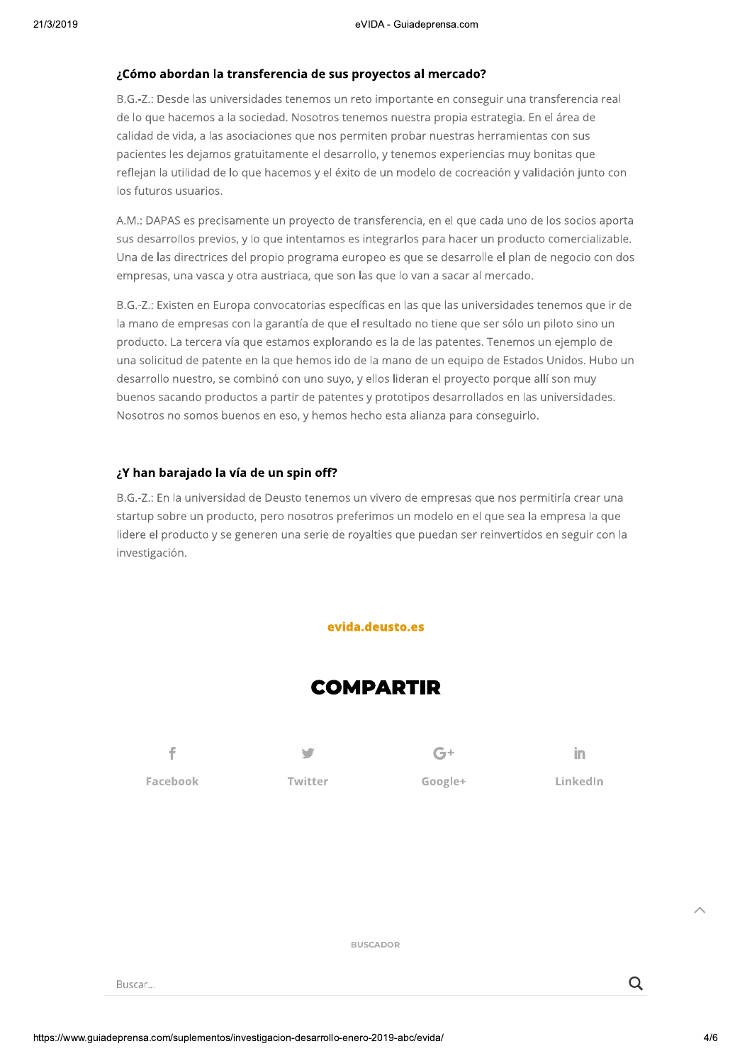### ¿Cómo abordan la transferencia de sus proyectos al mercado?

B.G.-Z.: Desde las universidades tenemos un reto importante en conseguir una transferencia real de lo que hacemos a la sociedad. Nosotros tenemos nuestra propia estrategia. En el área de calidad de vida, a las asociaciones que nos permiten probar nuestras herramientas con sus pacientes les dejamos gratuitamente el desarrollo, y tenemos experiencias muy bonitas que reflejan la utilidad de lo que hacemos y el éxito de un modelo de cocreación y validación junto con los futuros usuarios.

A.M.: DAPAS es precisamente un proyecto de transferencia, en el que cada uno de los socios aporta sus desarrollos previos, y lo que intentamos es integrarlos para hacer un producto comercializable. Una de las directrices del propio programa europeo es que se desarrolle el plan de negocio con dos empresas, una vasca y otra austriaca, que son las que lo van a sacar al mercado.

B.G.-Z.: Existen en Europa convocatorias específicas en las que las universidades tenemos que ir de la mano de empresas con la garantía de que el resultado no tiene que ser sólo un piloto sino un producto. La tercera vía que estamos explorando es la de las patentes. Tenemos un ejemplo de una solicitud de patente en la que hemos ido de la mano de un equipo de Estados Unidos. Hubo un desarrollo nuestro, se combinó con uno suyo, y ellos lideran el proyecto porque allí son muy buenos sacando productos a partir de patentes y prototipos desarrollados en las universidades. Nosotros no somos buenos en eso, y hemos hecho esta alianza para conseguirlo.

### ¿Y han barajado la vía de un spin off?

B.G.-Z.: En la universidad de Deusto tenemos un vivero de empresas que nos permitiría crear una startup sobre un producto, pero nosotros preferimos un modelo en el que sea la empresa la que lidere el producto y se generen una serie de royalties que puedan ser reinvertidos en seguir con la investigación.

**evida.deusto.es**

## COMPARTIR

Facebook Twitter Google+ LinkedIn

BUSCADOR

Buscar...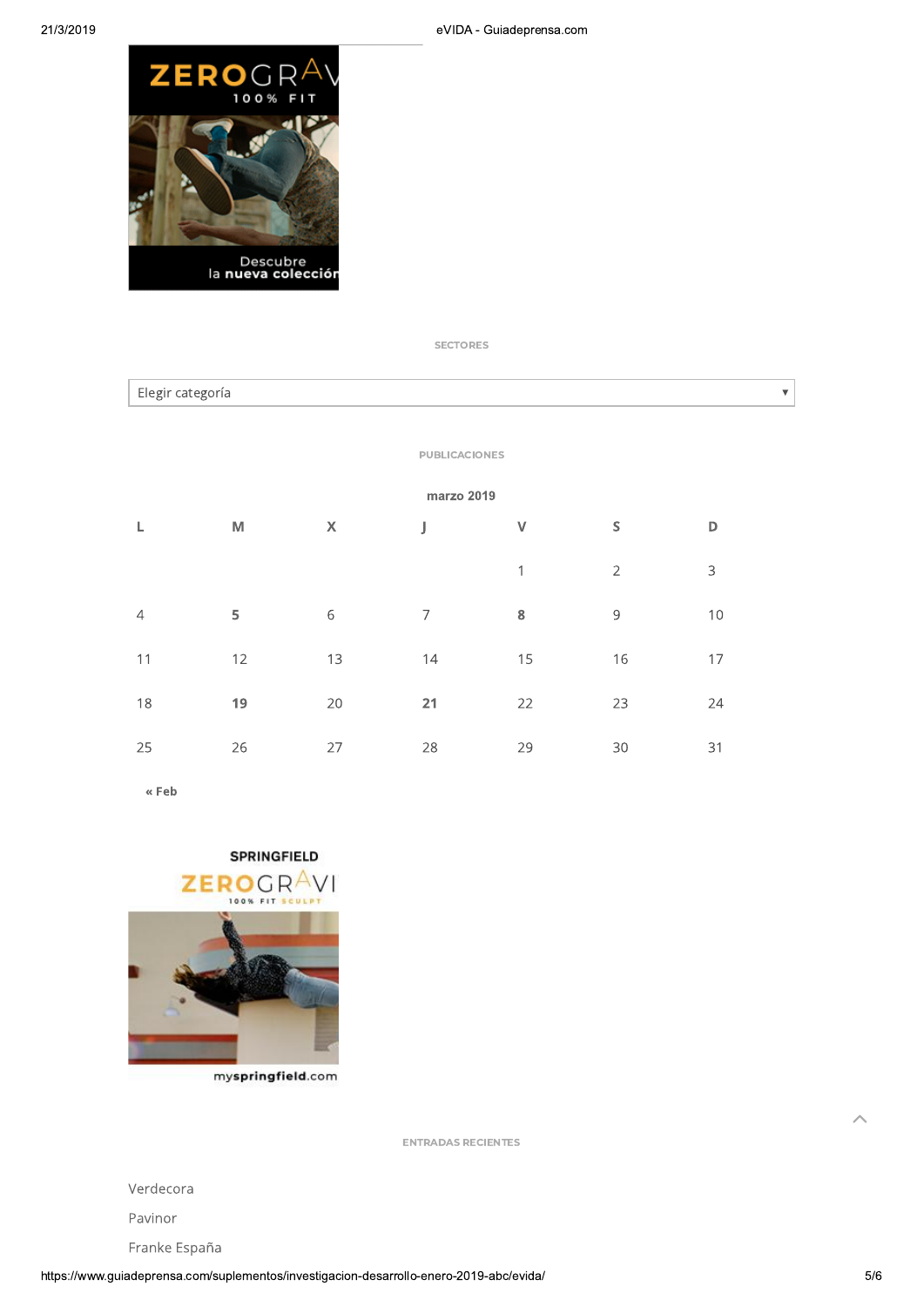ZEROGRAV
100% FIT

Descubre
la **nueva colección**

SECTORES

Elegir categoría

PUBLICACIONES

**marzo 2019**

| L | M | X | J | V | S | D |
|---|---|---|---|---|---|---|
| | | | | 1 | 2 | 3 |
| 4 | **5** | 6 | 7 | **8** | 9 | 10 |
| 11 | 12 | 13 | 14 | 15 | 16 | 17 |
| 18 | **19** | 20 | **21** | 22 | 23 | 24 |
| 25 | 26 | 27 | 28 | 29 | 30 | 31 |

« Feb

SPRINGFIELD
ZEROGRAVI
100% FIT SCULPT

myspringfield.com

ENTRADAS RECIENTES

Verdecora

Pavinor

Franke España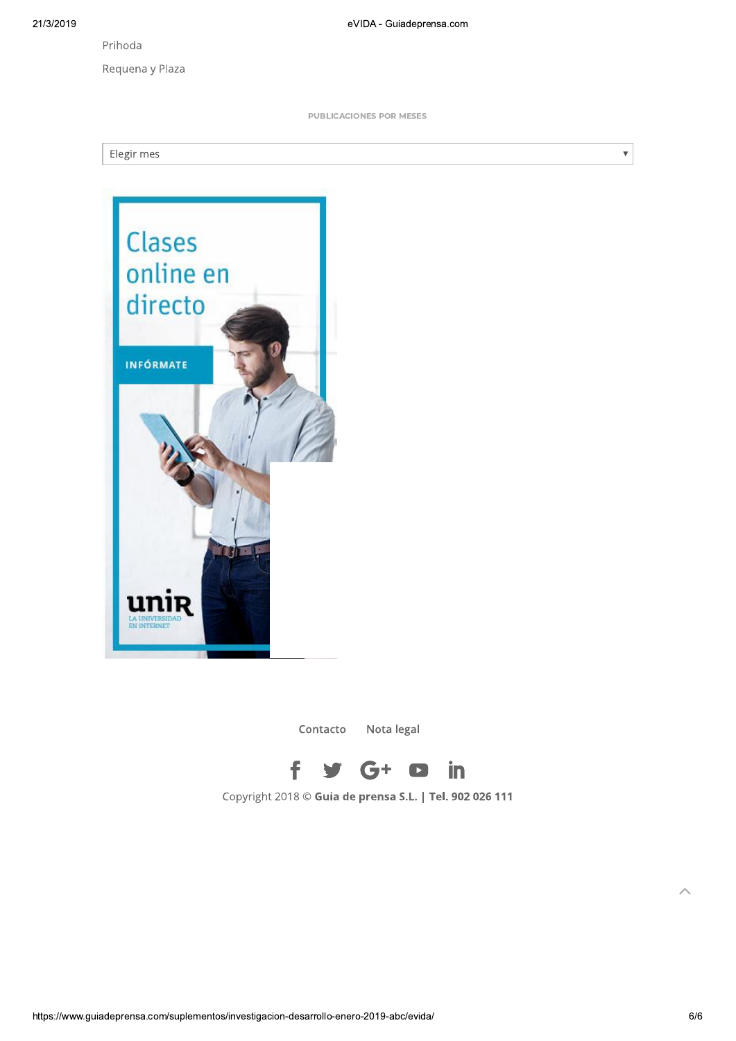Prihoda

Requena y Plaza

PUBLICACIONES POR MESES

Elegir mes

Contacto Nota legal

Copyright 2018 © **Guia de prensa S.L. | Tel. 902 026 111**